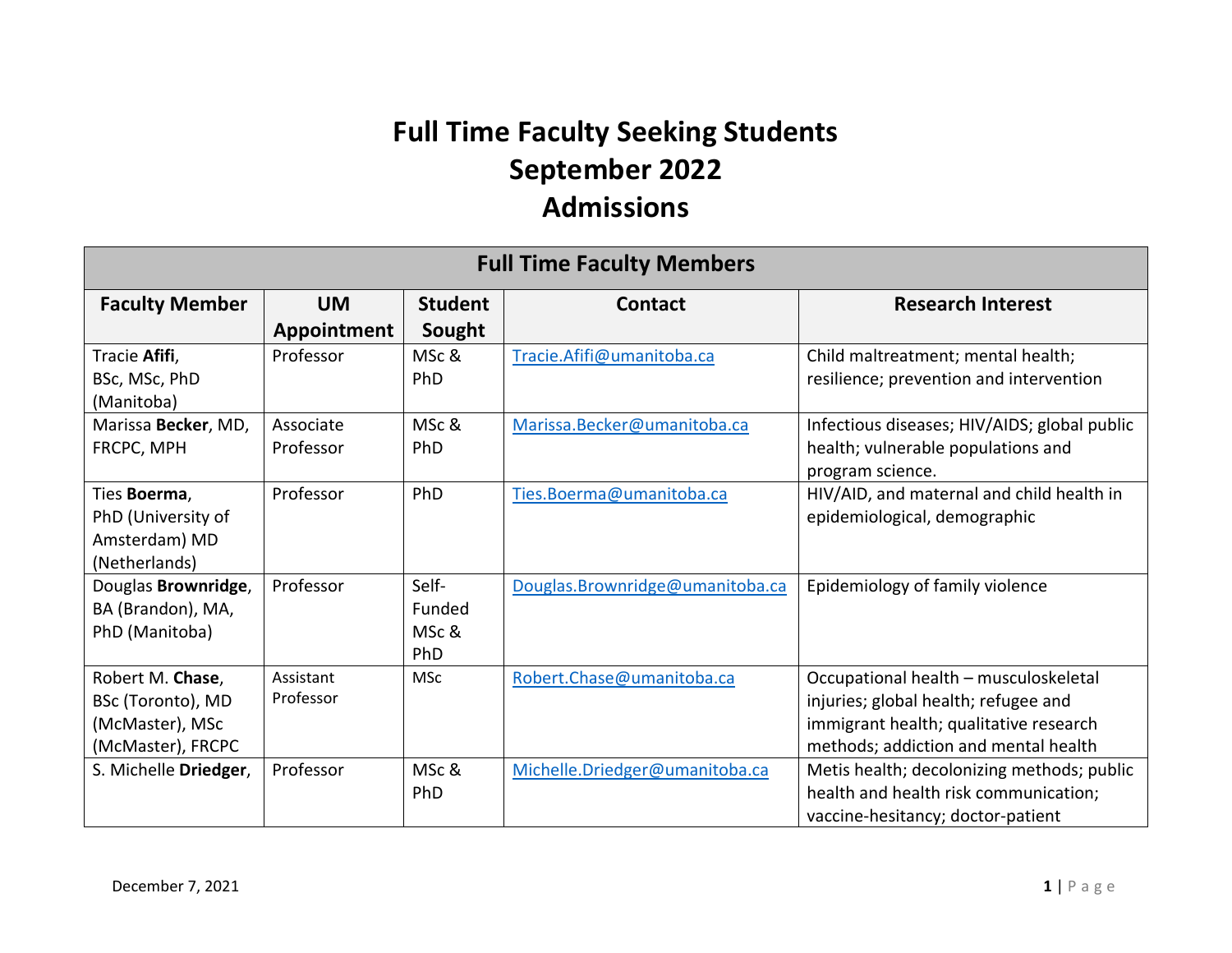# Full Time Faculty Seeking Students September 2022 Admissions

| Full Time Faculty Members | | | | |
|---|---|---|---|---|
| **Faculty Member** | **UM Appointment** | **Student Sought** | **Contact** | **Research Interest** |
| Tracie **Afifi**, BSc, MSc, PhD (Manitoba) | Professor | MSc & PhD | Tracie.Afifi@umanitoba.ca | Child maltreatment; mental health; resilience; prevention and intervention |
| Marissa **Becker**, MD, FRCPC, MPH | Associate Professor | MSc & PhD | Marissa.Becker@umanitoba.ca | Infectious diseases; HIV/AIDS; global public health; vulnerable populations and program science. |
| Ties **Boerma**, PhD (University of Amsterdam) MD (Netherlands) | Professor | PhD | Ties.Boerma@umanitoba.ca | HIV/AID, and maternal and child health in epidemiological, demographic |
| Douglas **Brownridge**, BA (Brandon), MA, PhD (Manitoba) | Professor | Self-Funded MSc & PhD | Douglas.Brownridge@umanitoba.ca | Epidemiology of family violence |
| Robert M. **Chase**, BSc (Toronto), MD (McMaster), MSc (McMaster), FRCPC | Assistant Professor | MSc | Robert.Chase@umanitoba.ca | Occupational health – musculoskeletal injuries; global health; refugee and immigrant health; qualitative research methods; addiction and mental health |
| S. Michelle **Driedger**, | Professor | MSc & PhD | Michelle.Driedger@umanitoba.ca | Metis health; decolonizing methods; public health and health risk communication; vaccine-hesitancy; doctor-patient |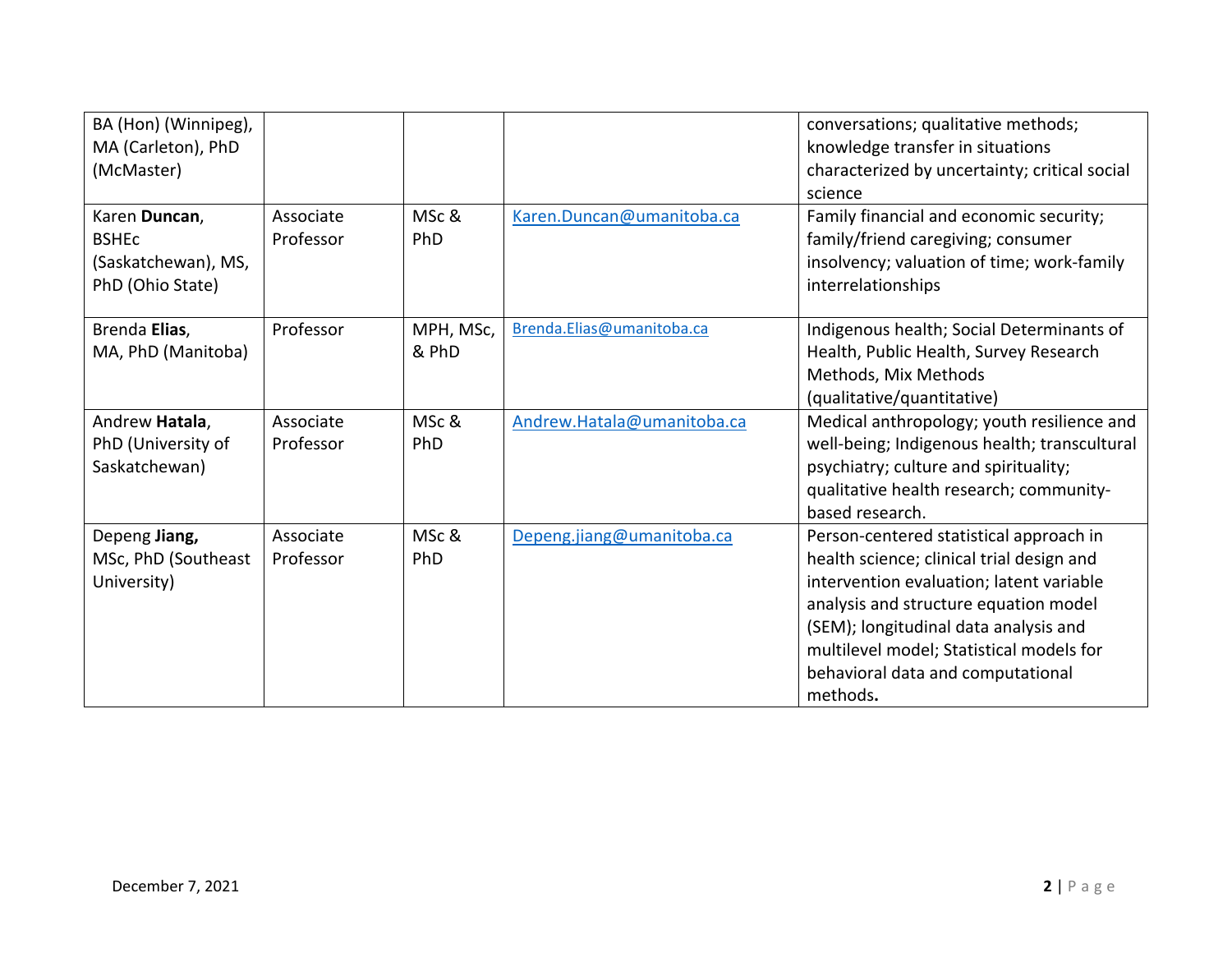| | | | | |
|---|---|---|---|---|
| BA (Hon) (Winnipeg), MA (Carleton), PhD (McMaster) | | | | conversations; qualitative methods; knowledge transfer in situations characterized by uncertainty; critical social science |
| Karen **Duncan**, BSHEc (Saskatchewan), MS, PhD (Ohio State) | Associate Professor | MSc & PhD | Karen.Duncan@umanitoba.ca | Family financial and economic security; family/friend caregiving; consumer insolvency; valuation of time; work-family interrelationships |
| Brenda **Elias**, MA, PhD (Manitoba) | Professor | MPH, MSc, & PhD | Brenda.Elias@umanitoba.ca | Indigenous health; Social Determinants of Health, Public Health, Survey Research Methods, Mix Methods (qualitative/quantitative) |
| Andrew **Hatala**, PhD (University of Saskatchewan) | Associate Professor | MSc & PhD | Andrew.Hatala@umanitoba.ca | Medical anthropology; youth resilience and well-being; Indigenous health; transcultural psychiatry; culture and spirituality; qualitative health research; community-based research. |
| Depeng **Jiang,** MSc, PhD (Southeast University) | Associate Professor | MSc & PhD | Depeng.jiang@umanitoba.ca | Person-centered statistical approach in health science; clinical trial design and intervention evaluation; latent variable analysis and structure equation model (SEM); longitudinal data analysis and multilevel model; Statistical models for behavioral data and computational methods**.** |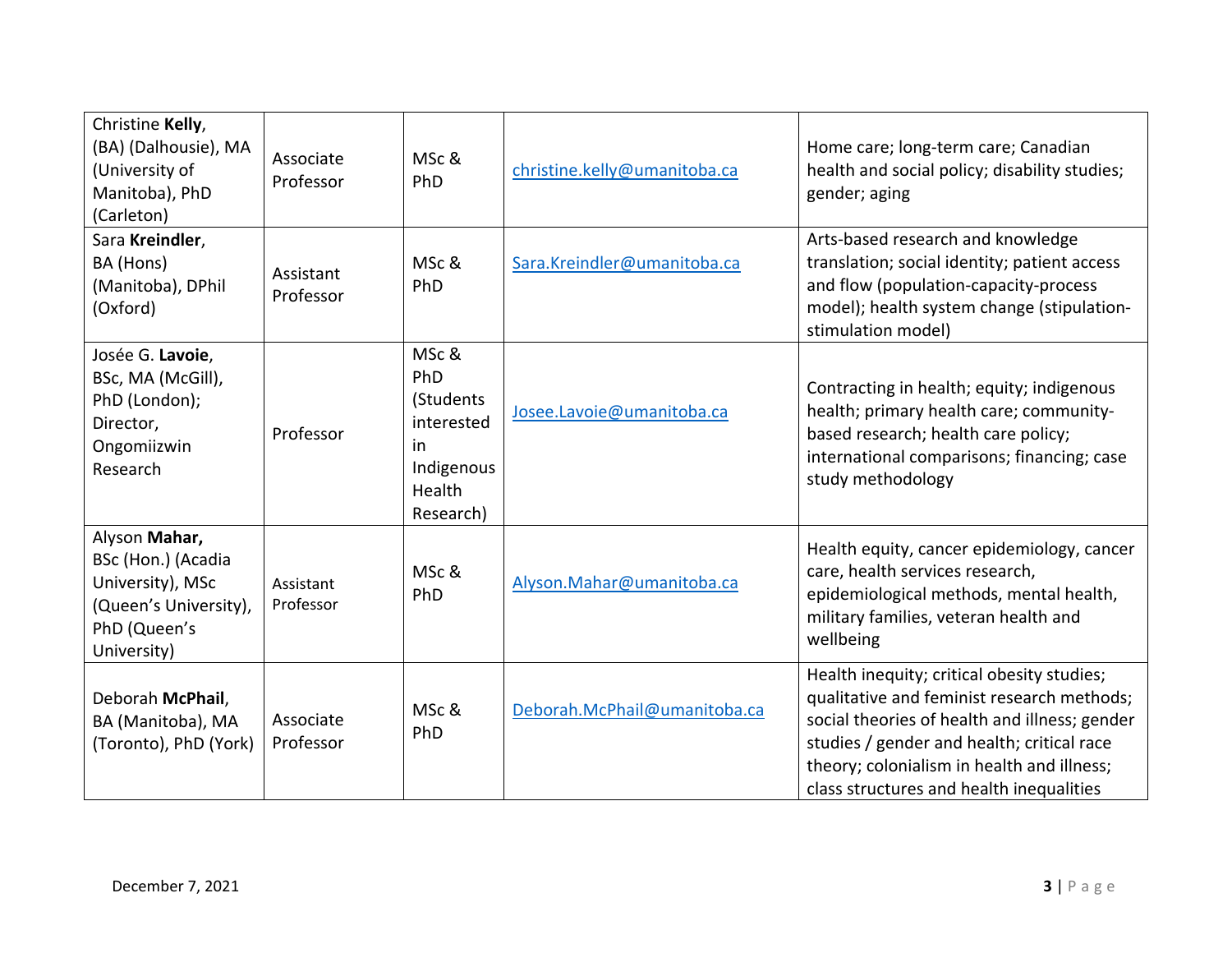| | | | | |
|---|---|---|---|---|
| Christine **Kelly**, (BA) (Dalhousie), MA (University of Manitoba), PhD (Carleton) | Associate Professor | MSc & PhD | christine.kelly@umanitoba.ca | Home care; long-term care; Canadian health and social policy; disability studies; gender; aging |
| Sara **Kreindler**, BA (Hons) (Manitoba), DPhil (Oxford) | Assistant Professor | MSc & PhD | Sara.Kreindler@umanitoba.ca | Arts-based research and knowledge translation; social identity; patient access and flow (population-capacity-process model); health system change (stipulation-stimulation model) |
| Josée G. **Lavoie**, BSc, MA (McGill), PhD (London); Director, Ongomiizwin Research | Professor | MSc & PhD (Students interested in Indigenous Health Research) | Josee.Lavoie@umanitoba.ca | Contracting in health; equity; indigenous health; primary health care; community-based research; health care policy; international comparisons; financing; case study methodology |
| Alyson **Mahar,** BSc (Hon.) (Acadia University), MSc (Queen's University), PhD (Queen's University) | Assistant Professor | MSc & PhD | Alyson.Mahar@umanitoba.ca | Health equity, cancer epidemiology, cancer care, health services research, epidemiological methods, mental health, military families, veteran health and wellbeing |
| Deborah **McPhail**, BA (Manitoba), MA (Toronto), PhD (York) | Associate Professor | MSc & PhD | Deborah.McPhail@umanitoba.ca | Health inequity; critical obesity studies; qualitative and feminist research methods; social theories of health and illness; gender studies / gender and health; critical race theory; colonialism in health and illness; class structures and health inequalities |

December 7, 2021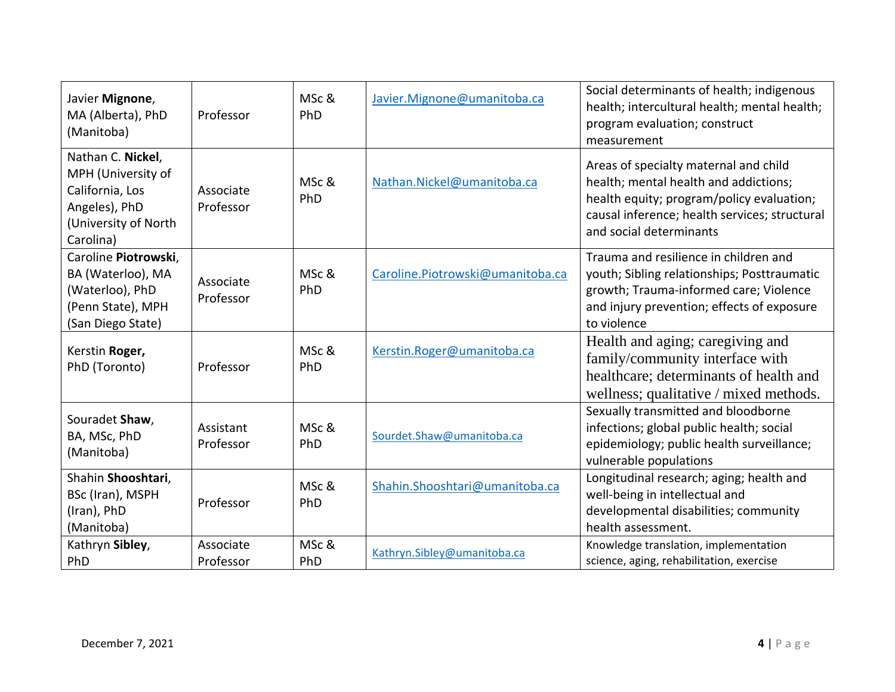| Javier **Mignone**, MA (Alberta), PhD (Manitoba) | Professor | MSc & PhD | Javier.Mignone@umanitoba.ca | Social determinants of health; indigenous health; intercultural health; mental health; program evaluation; construct measurement |
|---|---|---|---|---|
| Nathan C. **Nickel**, MPH (University of California, Los Angeles), PhD (University of North Carolina) | Associate Professor | MSc & PhD | Nathan.Nickel@umanitoba.ca | Areas of specialty maternal and child health; mental health and addictions; health equity; program/policy evaluation; causal inference; health services; structural and social determinants |
| Caroline **Piotrowski**, BA (Waterloo), MA (Waterloo), PhD (Penn State), MPH (San Diego State) | Associate Professor | MSc & PhD | Caroline.Piotrowski@umanitoba.ca | Trauma and resilience in children and youth; Sibling relationships; Posttraumatic growth; Trauma-informed care; Violence and injury prevention; effects of exposure to violence |
| Kerstin **Roger,** PhD (Toronto) | Professor | MSc & PhD | Kerstin.Roger@umanitoba.ca | Health and aging; caregiving and family/community interface with healthcare; determinants of health and wellness; qualitative / mixed methods. |
| Souradet **Shaw**, BA, MSc, PhD (Manitoba) | Assistant Professor | MSc & PhD | Sourdet.Shaw@umanitoba.ca | Sexually transmitted and bloodborne infections; global public health; social epidemiology; public health surveillance; vulnerable populations |
| Shahin **Shooshtari**, BSc (Iran), MSPH (Iran), PhD (Manitoba) | Professor | MSc & PhD | Shahin.Shooshtari@umanitoba.ca | Longitudinal research; aging; health and well-being in intellectual and developmental disabilities; community health assessment. |
| Kathryn **Sibley**, PhD | Associate Professor | MSc & PhD | Kathryn.Sibley@umanitoba.ca | Knowledge translation, implementation science, aging, rehabilitation, exercise |

December 7, 2021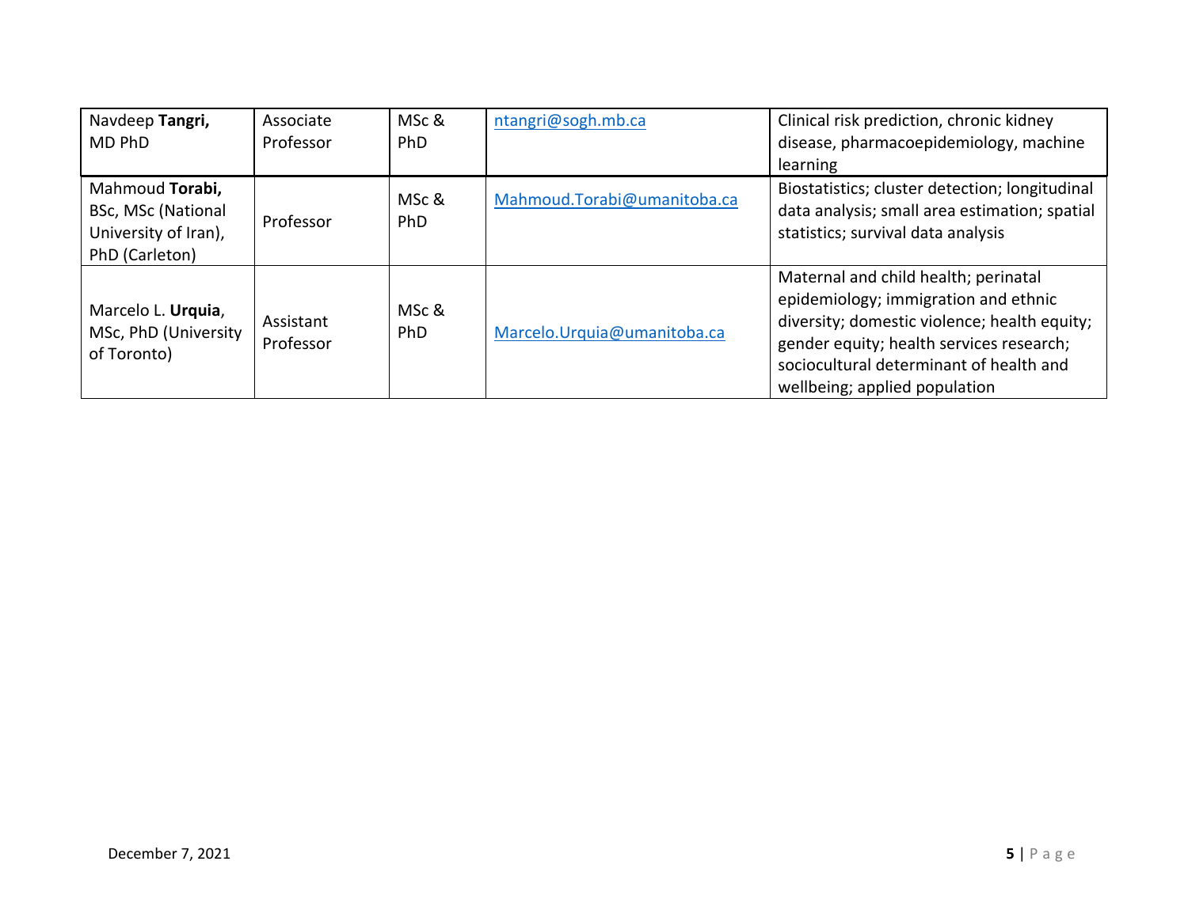| Navdeep **Tangri,** MD PhD | Associate Professor | MSc & PhD | ntangri@sogh.mb.ca | Clinical risk prediction, chronic kidney disease, pharmacoepidemiology, machine learning |
|---|---|---|---|---|
| Mahmoud **Torabi,** BSc, MSc (National University of Iran), PhD (Carleton) | Professor | MSc & PhD | Mahmoud.Torabi@umanitoba.ca | Biostatistics; cluster detection; longitudinal data analysis; small area estimation; spatial statistics; survival data analysis |
| Marcelo L. **Urquia**, MSc, PhD (University of Toronto) | Assistant Professor | MSc & PhD | Marcelo.Urquia@umanitoba.ca | Maternal and child health; perinatal epidemiology; immigration and ethnic diversity; domestic violence; health equity; gender equity; health services research; sociocultural determinant of health and wellbeing; applied population |

December 7, 2021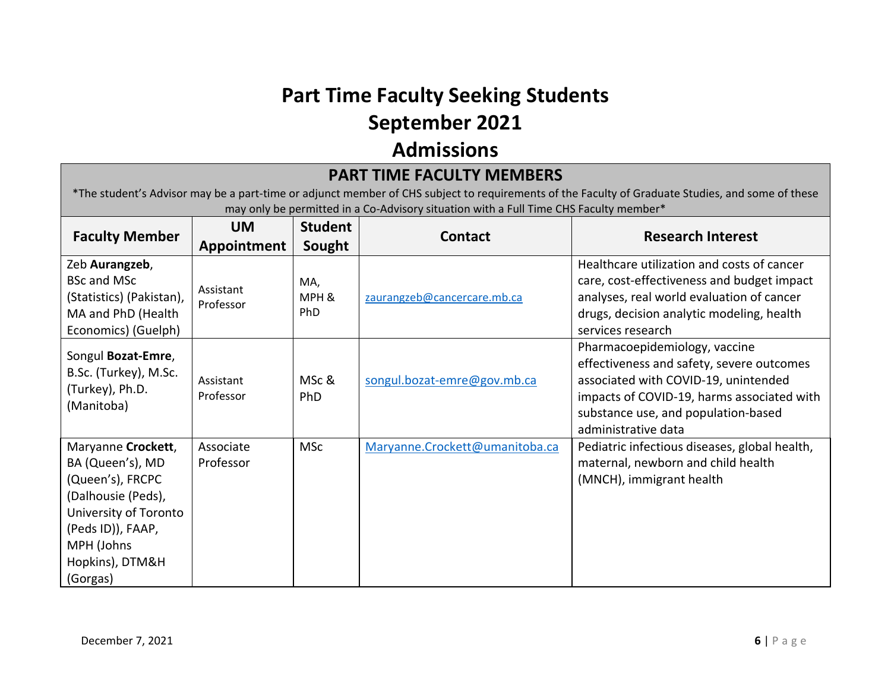# Part Time Faculty Seeking Students September 2021 Admissions

## PART TIME FACULTY MEMBERS

*The student's Advisor may be a part-time or adjunct member of CHS subject to requirements of the Faculty of Graduate Studies, and some of these may only be permitted in a Co-Advisory situation with a Full Time CHS Faculty member*

| Faculty Member | UM Appointment | Student Sought | Contact | Research Interest |
|---|---|---|---|---|
| Zeb **Aurangzeb**, BSc and MSc (Statistics) (Pakistan), MA and PhD (Health Economics) (Guelph) | Assistant Professor | MA, MPH & PhD | zaurangzeb@cancercare.mb.ca | Healthcare utilization and costs of cancer care, cost-effectiveness and budget impact analyses, real world evaluation of cancer drugs, decision analytic modeling, health services research |
| Songul **Bozat-Emre**, B.Sc. (Turkey), M.Sc. (Turkey), Ph.D. (Manitoba) | Assistant Professor | MSc & PhD | songul.bozat-emre@gov.mb.ca | Pharmacoepidemiology, vaccine effectiveness and safety, severe outcomes associated with COVID-19, unintended impacts of COVID-19, harms associated with substance use, and population-based administrative data |
| Maryanne **Crockett**, BA (Queen's), MD (Queen's), FRCPC (Dalhousie (Peds), University of Toronto (Peds ID)), FAAP, MPH (Johns Hopkins), DTM&H (Gorgas) | Associate Professor | MSc | Maryanne.Crockett@umanitoba.ca | Pediatric infectious diseases, global health, maternal, newborn and child health (MNCH), immigrant health |

December 7, 2021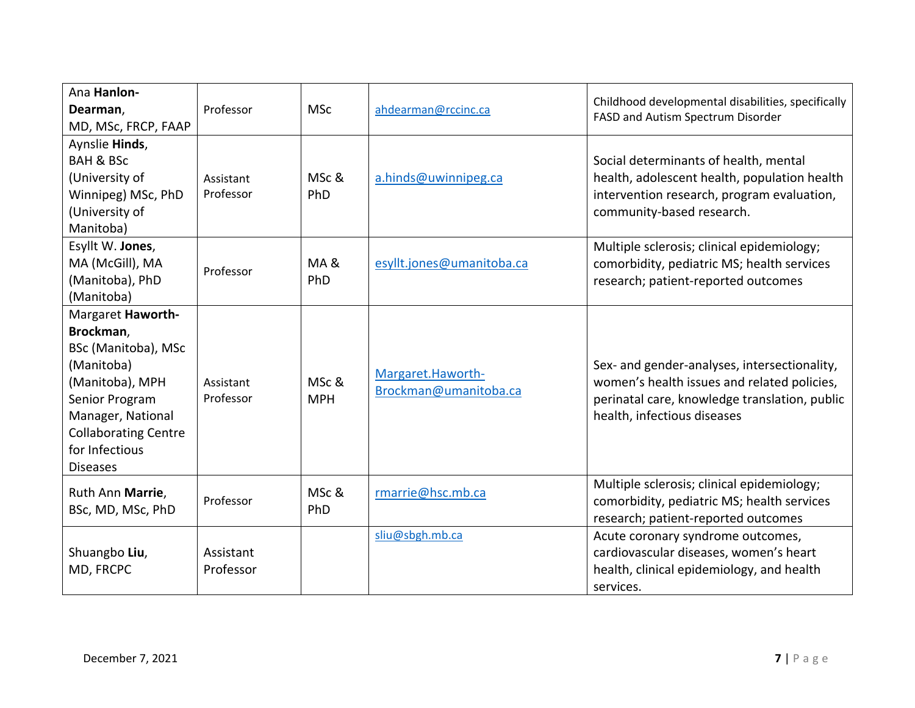| Ana **Hanlon-Dearman**, MD, MSc, FRCP, FAAP | Professor | MSc | ahdearman@rccinc.ca | Childhood developmental disabilities, specifically FASD and Autism Spectrum Disorder |
|---|---|---|---|---|
| Aynslie **Hinds**, BAH & BSc (University of Winnipeg) MSc, PhD (University of Manitoba) | Assistant Professor | MSc & PhD | a.hinds@uwinnipeg.ca | Social determinants of health, mental health, adolescent health, population health intervention research, program evaluation, community-based research. |
| Esyllt W. **Jones**, MA (McGill), MA (Manitoba), PhD (Manitoba) | Professor | MA & PhD | esyllt.jones@umanitoba.ca | Multiple sclerosis; clinical epidemiology; comorbidity, pediatric MS; health services research; patient-reported outcomes |
| Margaret **Haworth-Brockman**, BSc (Manitoba), MSc (Manitoba) (Manitoba), MPH Senior Program Manager, National Collaborating Centre for Infectious Diseases | Assistant Professor | MSc & MPH | Margaret.Haworth-Brockman@umanitoba.ca | Sex- and gender-analyses, intersectionality, women's health issues and related policies, perinatal care, knowledge translation, public health, infectious diseases |
| Ruth Ann **Marrie**, BSc, MD, MSc, PhD | Professor | MSc & PhD | rmarrie@hsc.mb.ca | Multiple sclerosis; clinical epidemiology; comorbidity, pediatric MS; health services research; patient-reported outcomes |
| Shuangbo **Liu**, MD, FRCPC | Assistant Professor | | sliu@sbgh.mb.ca | Acute coronary syndrome outcomes, cardiovascular diseases, women's heart health, clinical epidemiology, and health services. |

December 7, 2021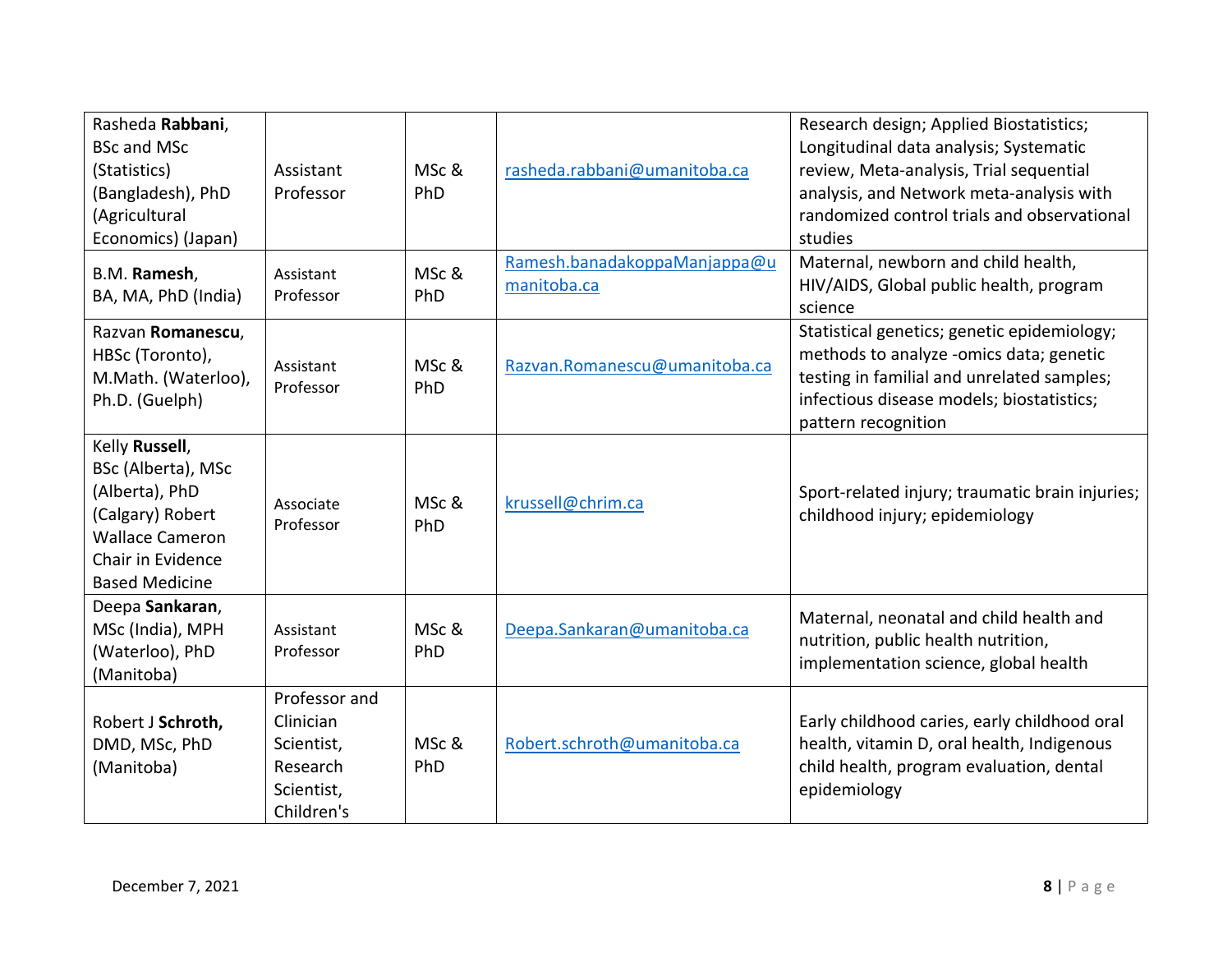| Rasheda **Rabbani**, BSc and MSc (Statistics) (Bangladesh), PhD (Agricultural Economics) (Japan) | Assistant Professor | MSc & PhD | rasheda.rabbani@umanitoba.ca | Research design; Applied Biostatistics; Longitudinal data analysis; Systematic review, Meta-analysis, Trial sequential analysis, and Network meta-analysis with randomized control trials and observational studies |
|---|---|---|---|---|
| B.M. **Ramesh**, BA, MA, PhD (India) | Assistant Professor | MSc & PhD | Ramesh.banadakoppaManjappa@umanitoba.ca | Maternal, newborn and child health, HIV/AIDS, Global public health, program science |
| Razvan **Romanescu**, HBSc (Toronto), M.Math. (Waterloo), Ph.D. (Guelph) | Assistant Professor | MSc & PhD | Razvan.Romanescu@umanitoba.ca | Statistical genetics; genetic epidemiology; methods to analyze -omics data; genetic testing in familial and unrelated samples; infectious disease models; biostatistics; pattern recognition |
| Kelly **Russell**, BSc (Alberta), MSc (Alberta), PhD (Calgary) Robert Wallace Cameron Chair in Evidence Based Medicine | Associate Professor | MSc & PhD | krussell@chrim.ca | Sport-related injury; traumatic brain injuries; childhood injury; epidemiology |
| Deepa **Sankaran**, MSc (India), MPH (Waterloo), PhD (Manitoba) | Assistant Professor | MSc & PhD | Deepa.Sankaran@umanitoba.ca | Maternal, neonatal and child health and nutrition, public health nutrition, implementation science, global health |
| Robert J **Schroth,** DMD, MSc, PhD (Manitoba) | Professor and Clinician Scientist, Research Scientist, Children's | MSc & PhD | Robert.schroth@umanitoba.ca | Early childhood caries, early childhood oral health, vitamin D, oral health, Indigenous child health, program evaluation, dental epidemiology |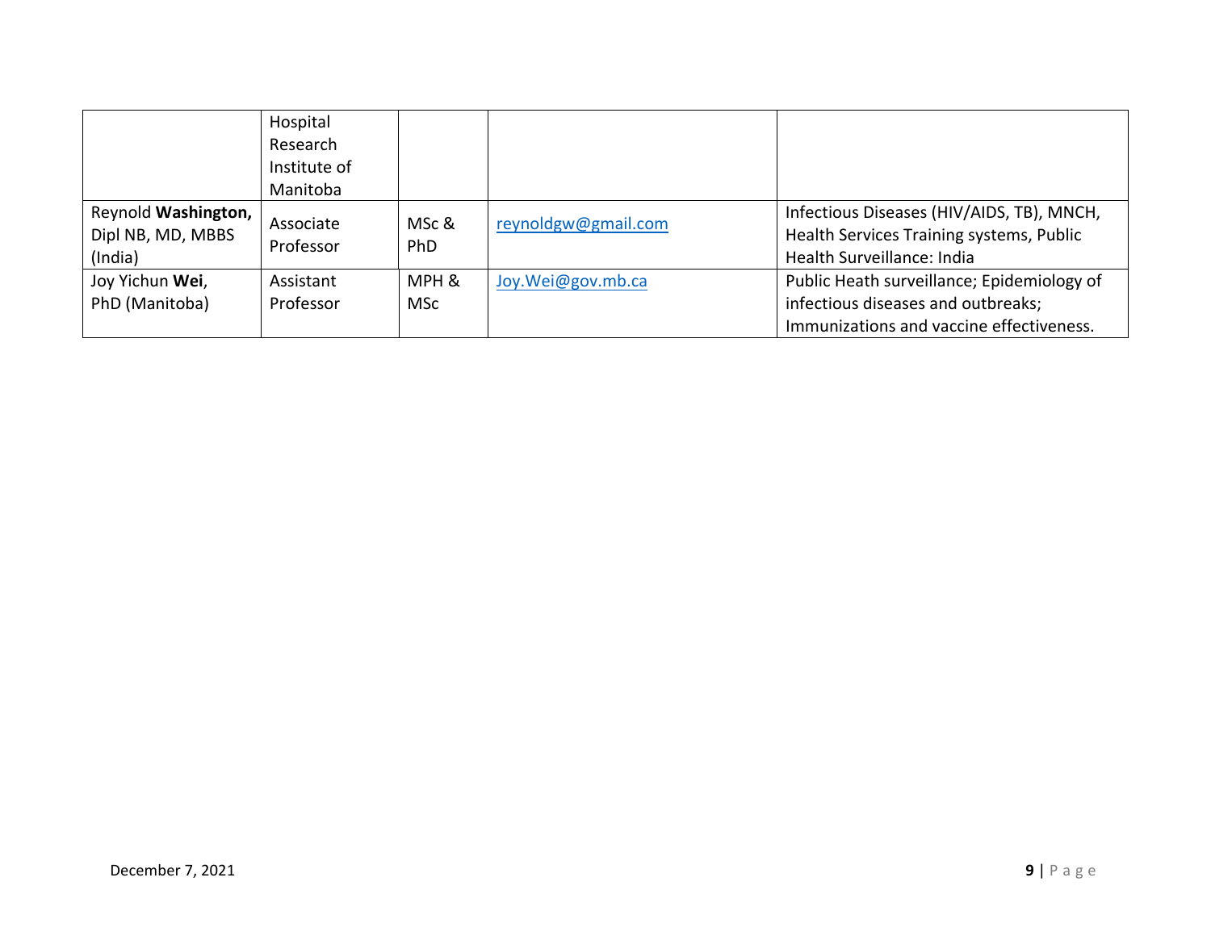| | | | | |
|---|---|---|---|---|
| | Hospital Research Institute of Manitoba | | | |
| Reynold **Washington,** Dipl NB, MD, MBBS (India) | Associate Professor | MSc & PhD | reynoldgw@gmail.com | Infectious Diseases (HIV/AIDS, TB), MNCH, Health Services Training systems, Public Health Surveillance: India |
| Joy Yichun **Wei**, PhD (Manitoba) | Assistant Professor | MPH & MSc | Joy.Wei@gov.mb.ca | Public Heath surveillance; Epidemiology of infectious diseases and outbreaks; Immunizations and vaccine effectiveness. |

December 7, 2021